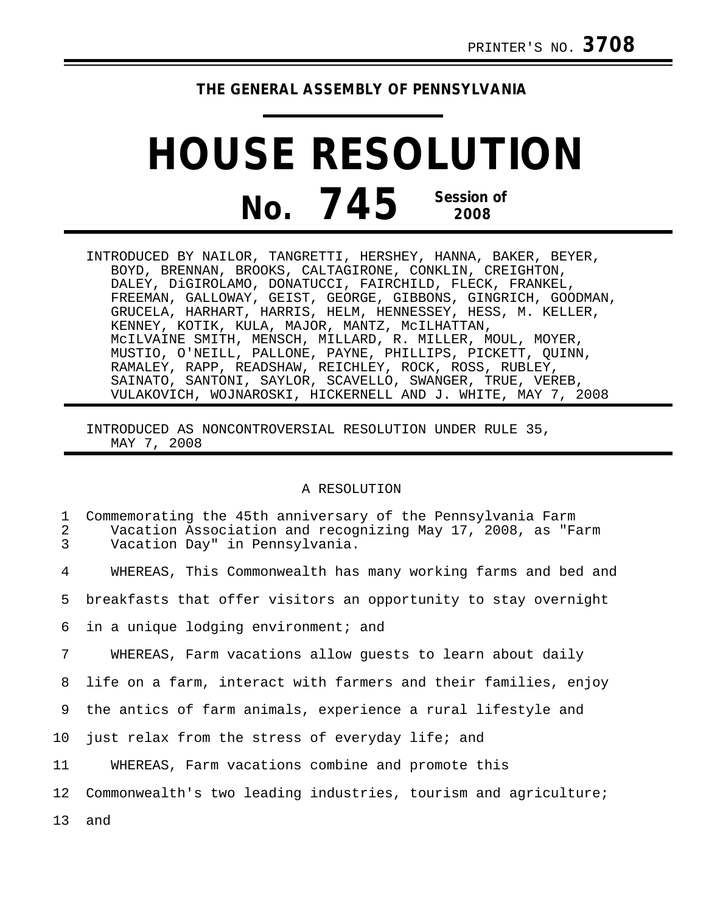PRINTER'S NO. **3708**

**THE GENERAL ASSEMBLY OF PENNSYLVANIA**

# HOUSE RESOLUTION

## No. 745 Session of 2008

INTRODUCED BY NAILOR, TANGRETTI, HERSHEY, HANNA, BAKER, BEYER, BOYD, BRENNAN, BROOKS, CALTAGIRONE, CONKLIN, CREIGHTON, DALEY, DiGIROLAMO, DONATUCCI, FAIRCHILD, FLECK, FRANKEL, FREEMAN, GALLOWAY, GEIST, GEORGE, GIBBONS, GINGRICH, GOODMAN, GRUCELA, HARHART, HARRIS, HELM, HENNESSEY, HESS, M. KELLER, KENNEY, KOTIK, KULA, MAJOR, MANTZ, McILHATTAN, McILVAINE SMITH, MENSCH, MILLARD, R. MILLER, MOUL, MOYER, MUSTIO, O'NEILL, PALLONE, PAYNE, PHILLIPS, PICKETT, QUINN, RAMALEY, RAPP, READSHAW, REICHLEY, ROCK, ROSS, RUBLEY, SAINATO, SANTONI, SAYLOR, SCAVELLO, SWANGER, TRUE, VEREB, VULAKOVICH, WOJNAROSKI, HICKERNELL AND J. WHITE, MAY 7, 2008

INTRODUCED AS NONCONTROVERSIAL RESOLUTION UNDER RULE 35, MAY 7, 2008

A RESOLUTION

1 Commemorating the 45th anniversary of the Pennsylvania Farm
2 Vacation Association and recognizing May 17, 2008, as "Farm
3 Vacation Day" in Pennsylvania.

4 WHEREAS, This Commonwealth has many working farms and bed and
5 breakfasts that offer visitors an opportunity to stay overnight
6 in a unique lodging environment; and

7 WHEREAS, Farm vacations allow guests to learn about daily
8 life on a farm, interact with farmers and their families, enjoy
9 the antics of farm animals, experience a rural lifestyle and
10 just relax from the stress of everyday life; and

11 WHEREAS, Farm vacations combine and promote this
12 Commonwealth's two leading industries, tourism and agriculture;
13 and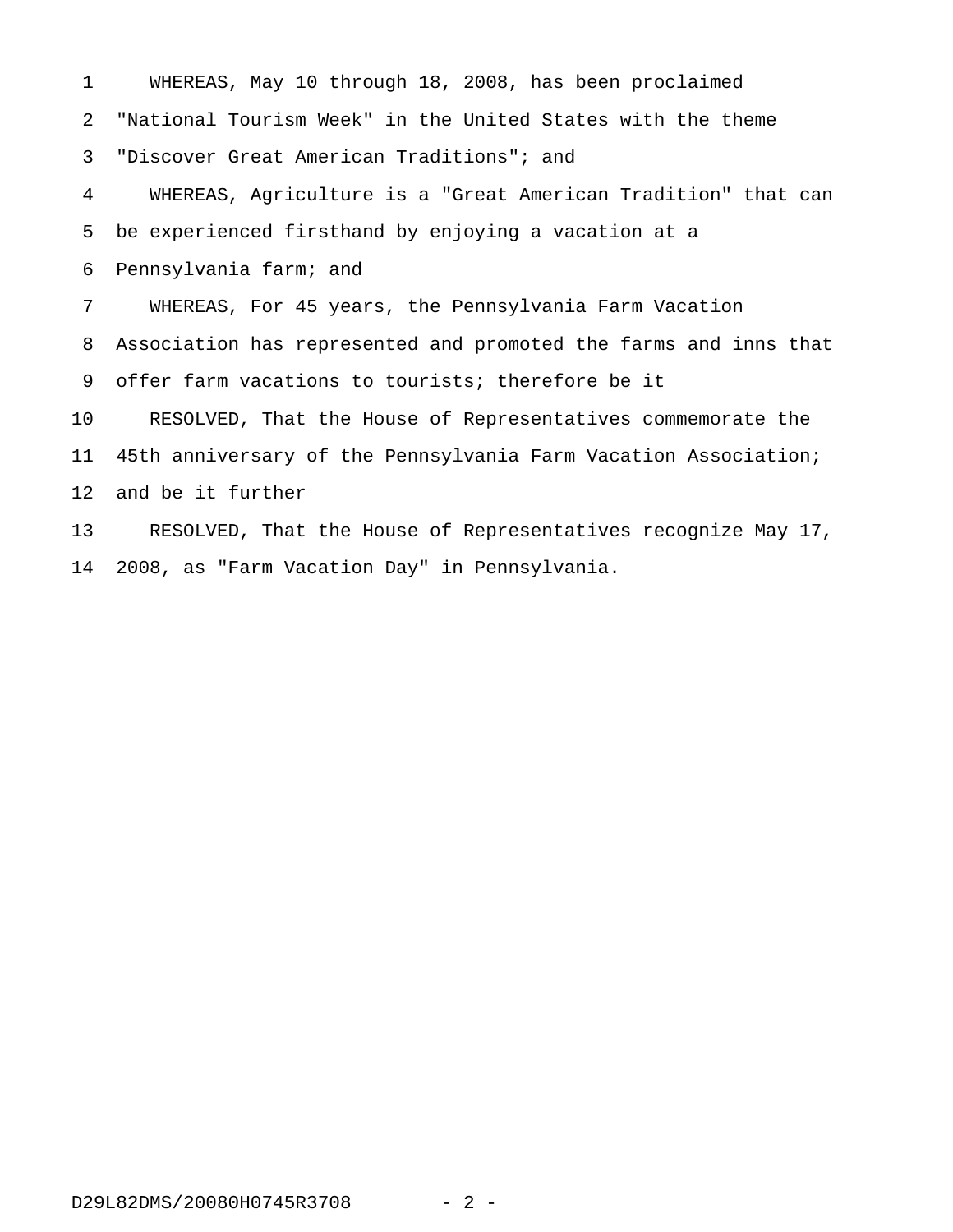WHEREAS, May 10 through 18, 2008, has been proclaimed "National Tourism Week" in the United States with the theme "Discover Great American Traditions"; and

WHEREAS, Agriculture is a "Great American Tradition" that can be experienced firsthand by enjoying a vacation at a Pennsylvania farm; and

WHEREAS, For 45 years, the Pennsylvania Farm Vacation Association has represented and promoted the farms and inns that offer farm vacations to tourists; therefore be it

RESOLVED, That the House of Representatives commemorate the 45th anniversary of the Pennsylvania Farm Vacation Association; and be it further

RESOLVED, That the House of Representatives recognize May 17, 2008, as "Farm Vacation Day" in Pennsylvania.